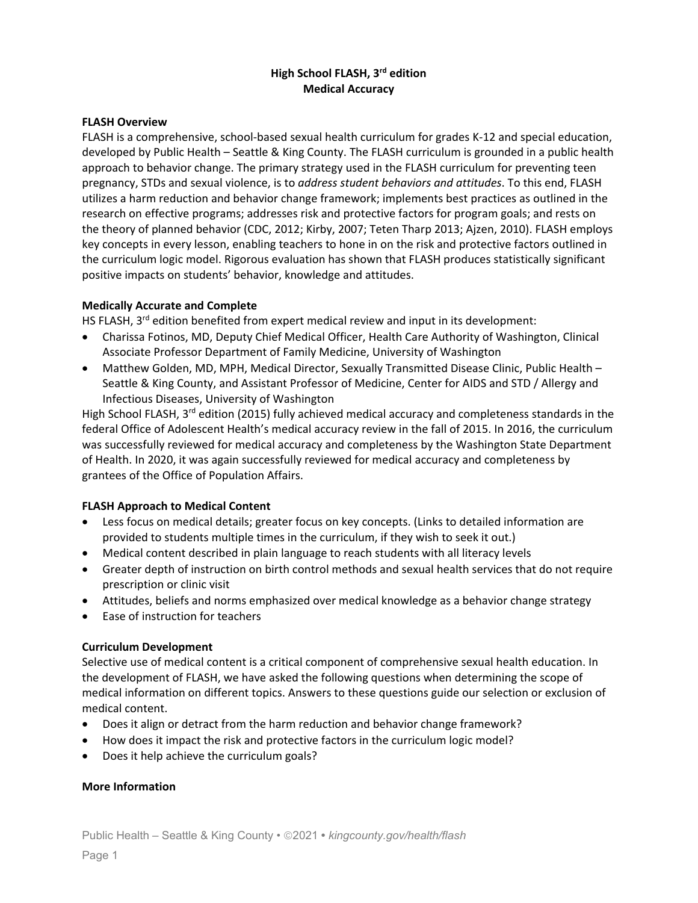# High School FLASH, 3rd edition
# Medical Accuracy

## FLASH Overview

FLASH is a comprehensive, school-based sexual health curriculum for grades K-12 and special education, developed by Public Health – Seattle & King County. The FLASH curriculum is grounded in a public health approach to behavior change. The primary strategy used in the FLASH curriculum for preventing teen pregnancy, STDs and sexual violence, is to *address student behaviors and attitudes*. To this end, FLASH utilizes a harm reduction and behavior change framework; implements best practices as outlined in the research on effective programs; addresses risk and protective factors for program goals; and rests on the theory of planned behavior (CDC, 2012; Kirby, 2007; Teten Tharp 2013; Ajzen, 2010). FLASH employs key concepts in every lesson, enabling teachers to hone in on the risk and protective factors outlined in the curriculum logic model. Rigorous evaluation has shown that FLASH produces statistically significant positive impacts on students' behavior, knowledge and attitudes.

## Medically Accurate and Complete

HS FLASH, 3rd edition benefited from expert medical review and input in its development:

- Charissa Fotinos, MD, Deputy Chief Medical Officer, Health Care Authority of Washington, Clinical Associate Professor Department of Family Medicine, University of Washington
- Matthew Golden, MD, MPH, Medical Director, Sexually Transmitted Disease Clinic, Public Health – Seattle & King County, and Assistant Professor of Medicine, Center for AIDS and STD / Allergy and Infectious Diseases, University of Washington

High School FLASH, 3rd edition (2015) fully achieved medical accuracy and completeness standards in the federal Office of Adolescent Health's medical accuracy review in the fall of 2015. In 2016, the curriculum was successfully reviewed for medical accuracy and completeness by the Washington State Department of Health. In 2020, it was again successfully reviewed for medical accuracy and completeness by grantees of the Office of Population Affairs.

## FLASH Approach to Medical Content

- Less focus on medical details; greater focus on key concepts. (Links to detailed information are provided to students multiple times in the curriculum, if they wish to seek it out.)
- Medical content described in plain language to reach students with all literacy levels
- Greater depth of instruction on birth control methods and sexual health services that do not require prescription or clinic visit
- Attitudes, beliefs and norms emphasized over medical knowledge as a behavior change strategy
- Ease of instruction for teachers

## Curriculum Development

Selective use of medical content is a critical component of comprehensive sexual health education. In the development of FLASH, we have asked the following questions when determining the scope of medical information on different topics. Answers to these questions guide our selection or exclusion of medical content.

- Does it align or detract from the harm reduction and behavior change framework?
- How does it impact the risk and protective factors in the curriculum logic model?
- Does it help achieve the curriculum goals?

## More Information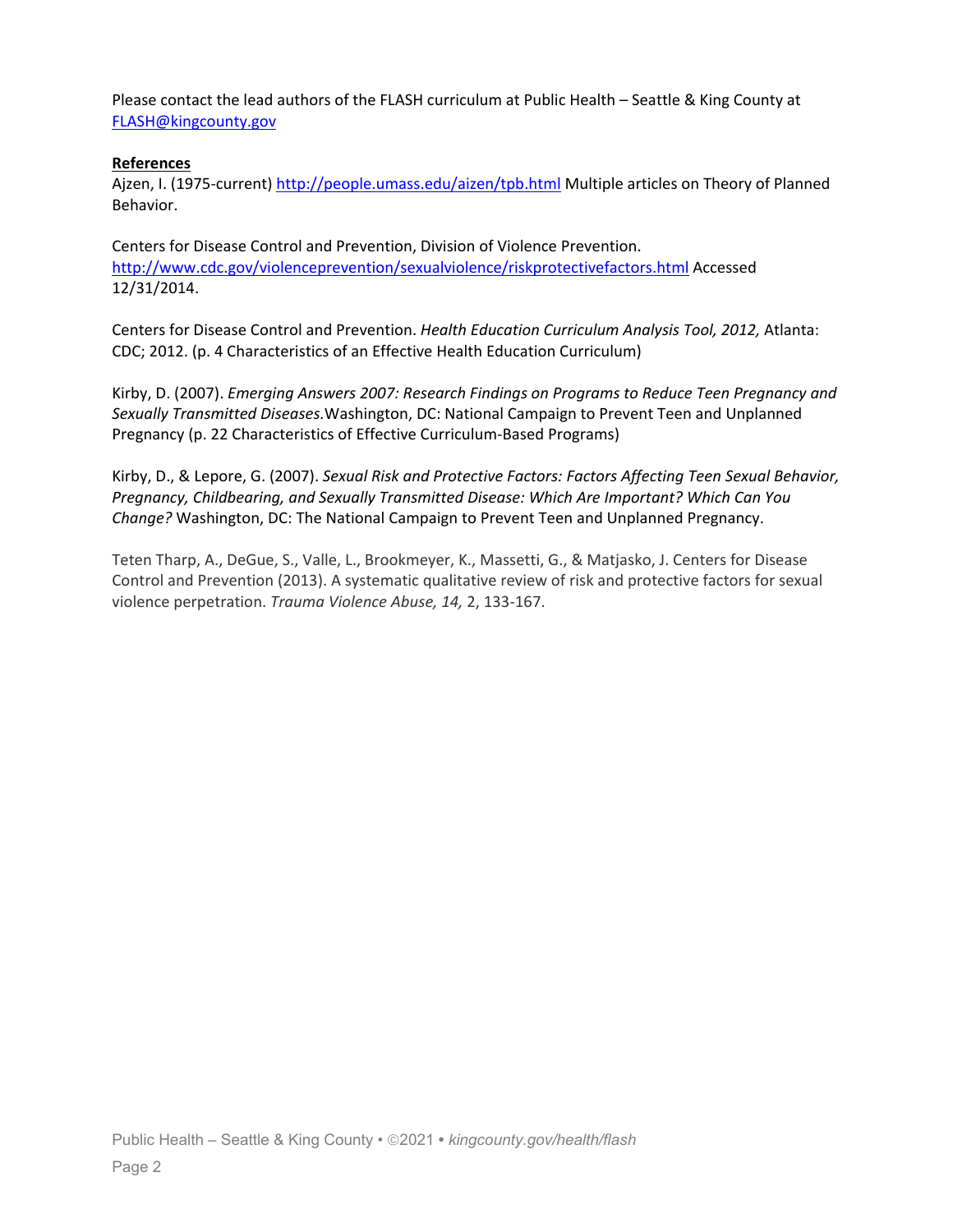Please contact the lead authors of the FLASH curriculum at Public Health – Seattle & King County at [FLASH@kingcounty.gov](mailto:FLASH@kingcounty.gov)

**References**

Ajzen, I. (1975-current) [http://people.umass.edu/aizen/tpb.html](http://people.umass.edu/aizen/tpb.html) Multiple articles on Theory of Planned Behavior.

Centers for Disease Control and Prevention, Division of Violence Prevention. [http://www.cdc.gov/violenceprevention/sexualviolence/riskprotectivefactors.html](http://www.cdc.gov/violenceprevention/sexualviolence/riskprotectivefactors.html) Accessed 12/31/2014.

Centers for Disease Control and Prevention. *Health Education Curriculum Analysis Tool, 2012,* Atlanta: CDC; 2012. (p. 4 Characteristics of an Effective Health Education Curriculum)

Kirby, D. (2007). *Emerging Answers 2007: Research Findings on Programs to Reduce Teen Pregnancy and Sexually Transmitted Diseases.*Washington, DC: National Campaign to Prevent Teen and Unplanned Pregnancy (p. 22 Characteristics of Effective Curriculum-Based Programs)

Kirby, D., & Lepore, G. (2007). *Sexual Risk and Protective Factors: Factors Affecting Teen Sexual Behavior, Pregnancy, Childbearing, and Sexually Transmitted Disease: Which Are Important? Which Can You Change?* Washington, DC: The National Campaign to Prevent Teen and Unplanned Pregnancy.

Teten Tharp, A., DeGue, S., Valle, L., Brookmeyer, K., Massetti, G., & Matjasko, J. Centers for Disease Control and Prevention (2013). A systematic qualitative review of risk and protective factors for sexual violence perpetration. *Trauma Violence Abuse, 14,* 2, 133-167.